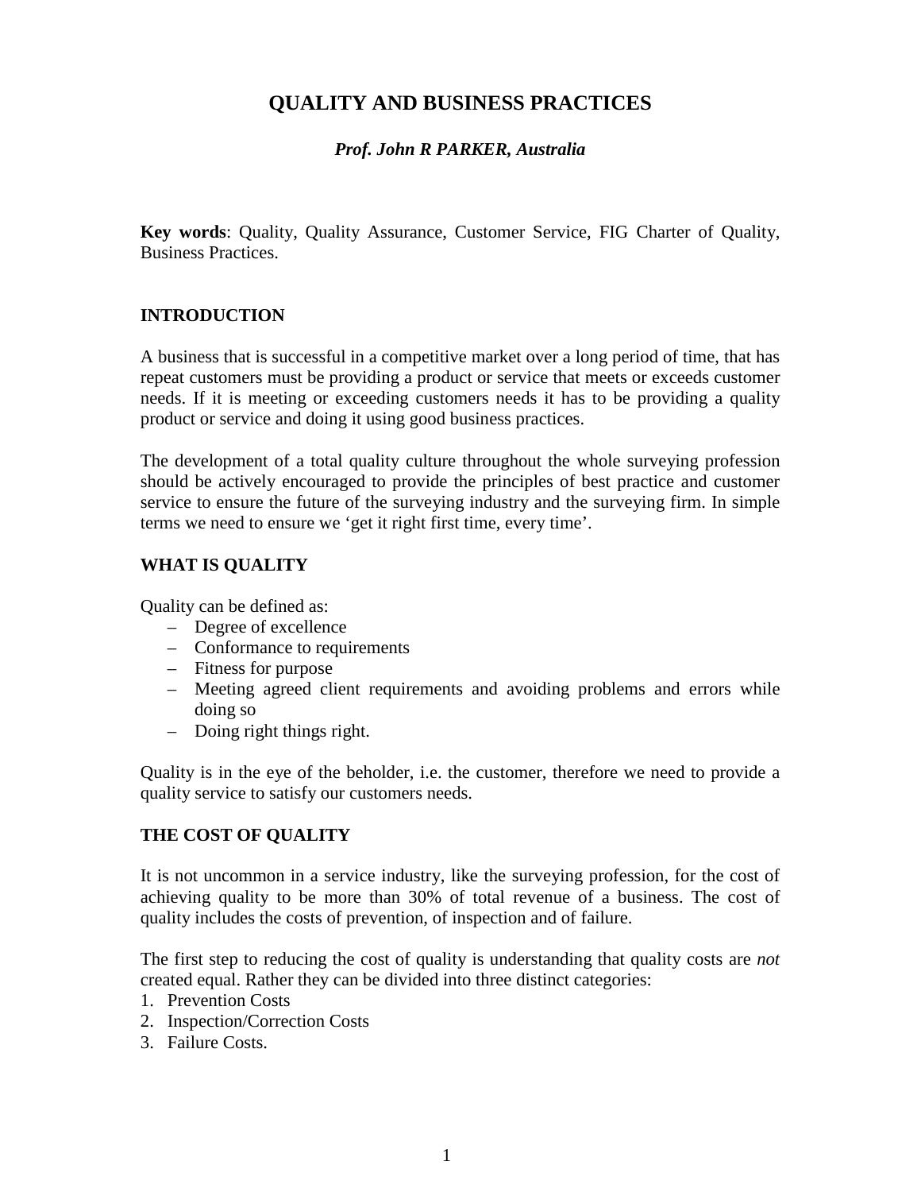# QUALITY AND BUSINESS PRACTICES

***Prof. John R PARKER, Australia***

**Key words**: Quality, Quality Assurance, Customer Service, FIG Charter of Quality, Business Practices.

## INTRODUCTION

A business that is successful in a competitive market over a long period of time, that has repeat customers must be providing a product or service that meets or exceeds customer needs. If it is meeting or exceeding customers needs it has to be providing a quality product or service and doing it using good business practices.

The development of a total quality culture throughout the whole surveying profession should be actively encouraged to provide the principles of best practice and customer service to ensure the future of the surveying industry and the surveying firm. In simple terms we need to ensure we 'get it right first time, every time'.

## WHAT IS QUALITY

Quality can be defined as:

- Degree of excellence
- Conformance to requirements
- Fitness for purpose
- Meeting agreed client requirements and avoiding problems and errors while doing so
- Doing right things right.

Quality is in the eye of the beholder, i.e. the customer, therefore we need to provide a quality service to satisfy our customers needs.

## THE COST OF QUALITY

It is not uncommon in a service industry, like the surveying profession, for the cost of achieving quality to be more than 30% of total revenue of a business. The cost of quality includes the costs of prevention, of inspection and of failure.

The first step to reducing the cost of quality is understanding that quality costs are *not* created equal. Rather they can be divided into three distinct categories:

1. Prevention Costs
2. Inspection/Correction Costs
3. Failure Costs.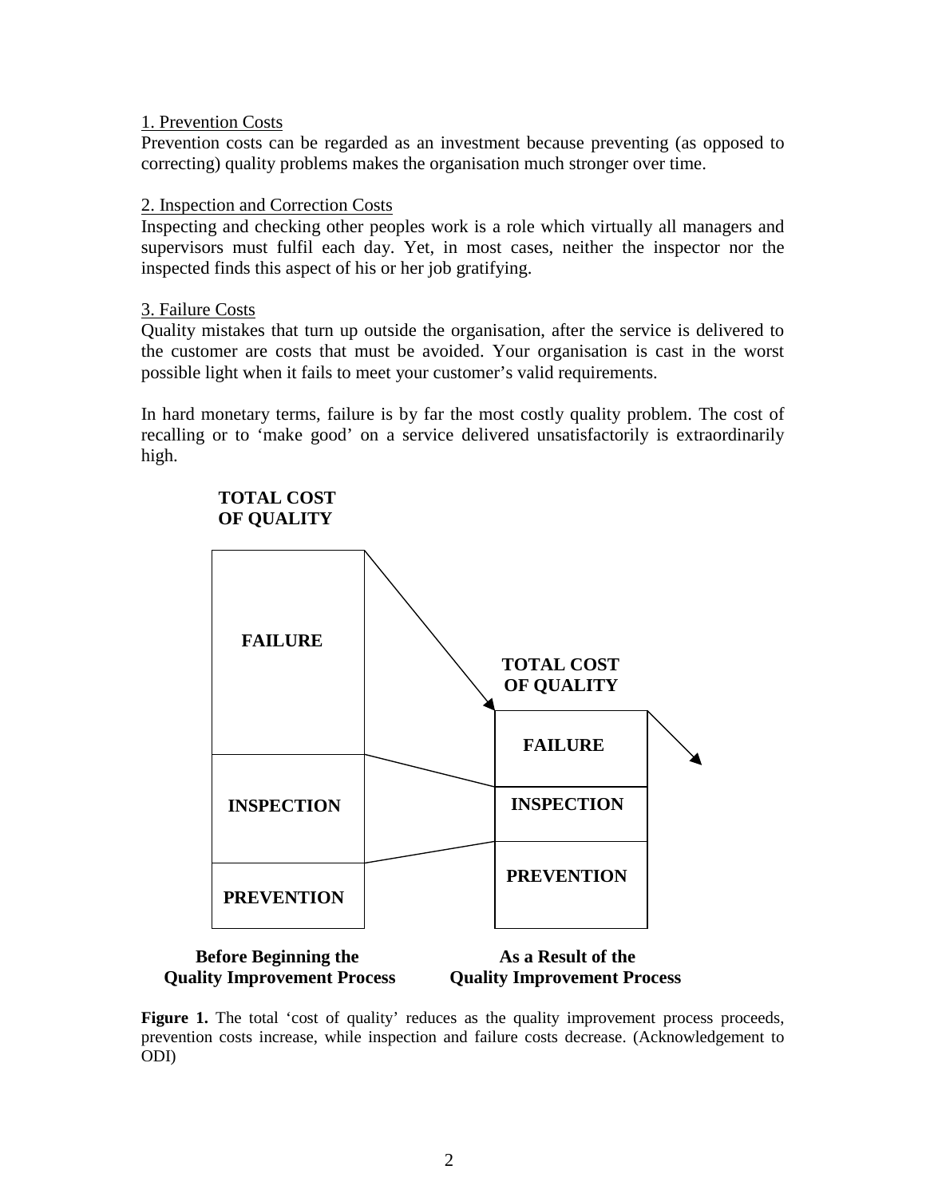1. Prevention Costs

Prevention costs can be regarded as an investment because preventing (as opposed to correcting) quality problems makes the organisation much stronger over time.

2. Inspection and Correction Costs

Inspecting and checking other peoples work is a role which virtually all managers and supervisors must fulfil each day. Yet, in most cases, neither the inspector nor the inspected finds this aspect of his or her job gratifying.

3. Failure Costs

Quality mistakes that turn up outside the organisation, after the service is delivered to the customer are costs that must be avoided. Your organisation is cast in the worst possible light when it fails to meet your customer's valid requirements.

In hard monetary terms, failure is by far the most costly quality problem. The cost of recalling or to 'make good' on a service delivered unsatisfactorily is extraordinarily high.

**TOTAL COST OF QUALITY**

**FAILURE**

**INSPECTION**

**PREVENTION**

**Before Beginning the Quality Improvement Process**

**TOTAL COST OF QUALITY**

**FAILURE**

**INSPECTION**

**PREVENTION**

**As a Result of the Quality Improvement Process**

**Figure 1.** The total 'cost of quality' reduces as the quality improvement process proceeds, prevention costs increase, while inspection and failure costs decrease. (Acknowledgement to ODI)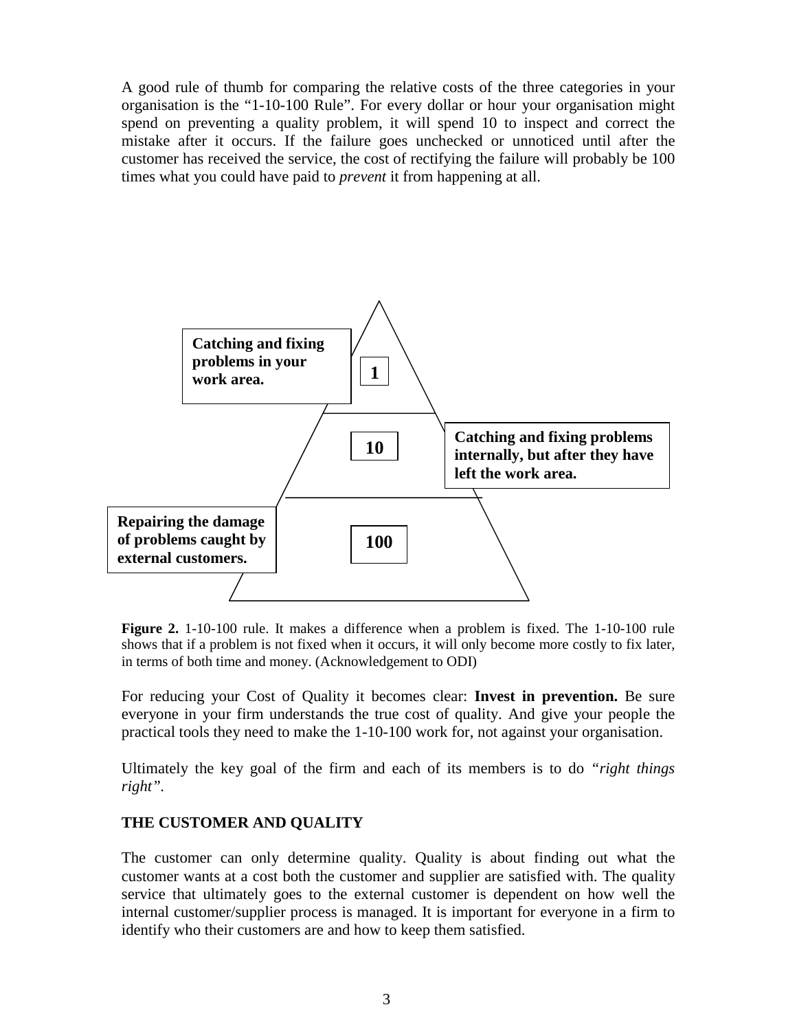A good rule of thumb for comparing the relative costs of the three categories in your organisation is the "1-10-100 Rule". For every dollar or hour your organisation might spend on preventing a quality problem, it will spend 10 to inspect and correct the mistake after it occurs. If the failure goes unchecked or unnoticed until after the customer has received the service, the cost of rectifying the failure will probably be 100 times what you could have paid to *prevent* it from happening at all.

**Catching and fixing problems in your work area.**

**1**

**10**

**Catching and fixing problems internally, but after they have left the work area.**

**Repairing the damage of problems caught by external customers.**

**100**

**Figure 2.** 1-10-100 rule. It makes a difference when a problem is fixed. The 1-10-100 rule shows that if a problem is not fixed when it occurs, it will only become more costly to fix later, in terms of both time and money. (Acknowledgement to ODI)

For reducing your Cost of Quality it becomes clear: **Invest in prevention.** Be sure everyone in your firm understands the true cost of quality. And give your people the practical tools they need to make the 1-10-100 work for, not against your organisation.

Ultimately the key goal of the firm and each of its members is to do *"right things right"*.

## THE CUSTOMER AND QUALITY

The customer can only determine quality. Quality is about finding out what the customer wants at a cost both the customer and supplier are satisfied with. The quality service that ultimately goes to the external customer is dependent on how well the internal customer/supplier process is managed. It is important for everyone in a firm to identify who their customers are and how to keep them satisfied.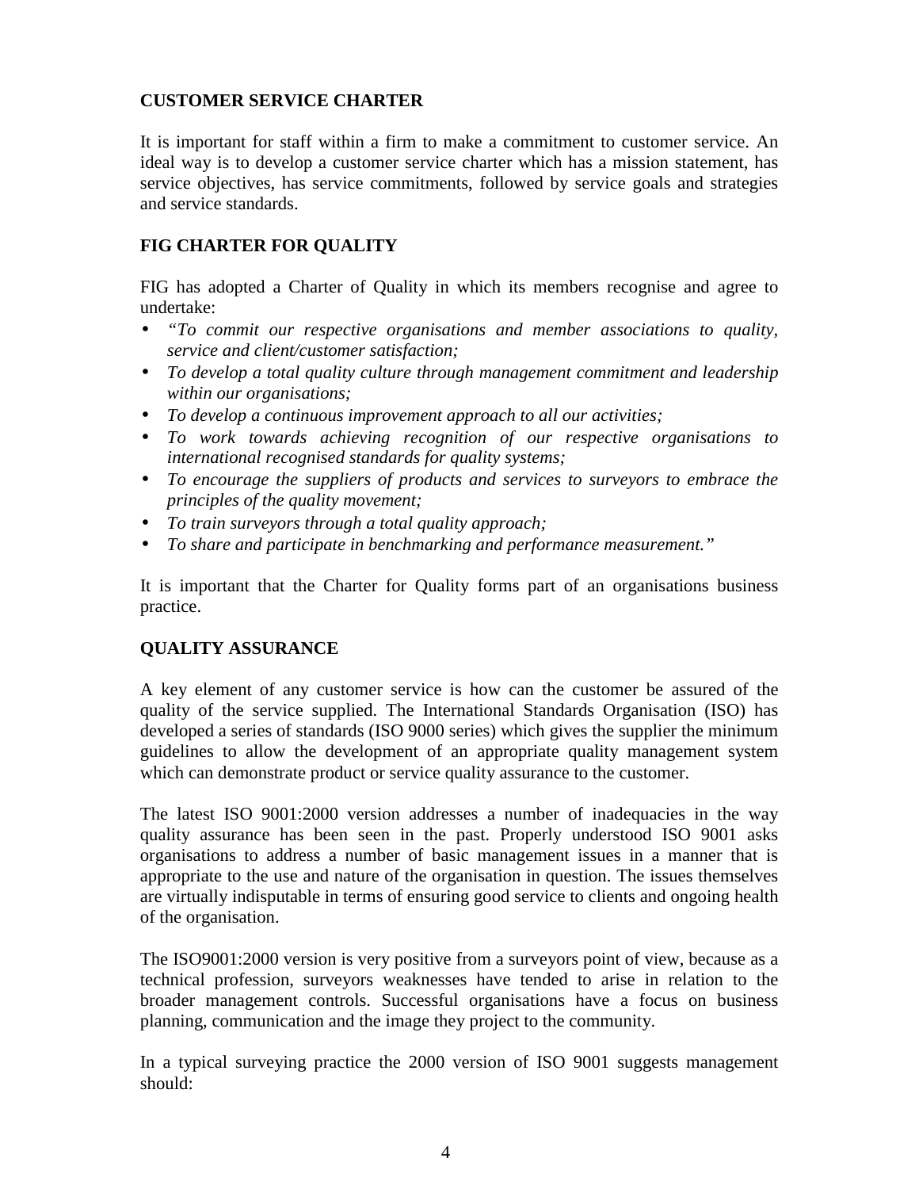## CUSTOMER SERVICE CHARTER

It is important for staff within a firm to make a commitment to customer service. An ideal way is to develop a customer service charter which has a mission statement, has service objectives, has service commitments, followed by service goals and strategies and service standards.

## FIG CHARTER FOR QUALITY

FIG has adopted a Charter of Quality in which its members recognise and agree to undertake:

- *"To commit our respective organisations and member associations to quality, service and client/customer satisfaction;*
- *To develop a total quality culture through management commitment and leadership within our organisations;*
- *To develop a continuous improvement approach to all our activities;*
- *To work towards achieving recognition of our respective organisations to international recognised standards for quality systems;*
- *To encourage the suppliers of products and services to surveyors to embrace the principles of the quality movement;*
- *To train surveyors through a total quality approach;*
- *To share and participate in benchmarking and performance measurement."*

It is important that the Charter for Quality forms part of an organisations business practice.

## QUALITY ASSURANCE

A key element of any customer service is how can the customer be assured of the quality of the service supplied. The International Standards Organisation (ISO) has developed a series of standards (ISO 9000 series) which gives the supplier the minimum guidelines to allow the development of an appropriate quality management system which can demonstrate product or service quality assurance to the customer.

The latest ISO 9001:2000 version addresses a number of inadequacies in the way quality assurance has been seen in the past. Properly understood ISO 9001 asks organisations to address a number of basic management issues in a manner that is appropriate to the use and nature of the organisation in question. The issues themselves are virtually indisputable in terms of ensuring good service to clients and ongoing health of the organisation.

The ISO9001:2000 version is very positive from a surveyors point of view, because as a technical profession, surveyors weaknesses have tended to arise in relation to the broader management controls. Successful organisations have a focus on business planning, communication and the image they project to the community.

In a typical surveying practice the 2000 version of ISO 9001 suggests management should: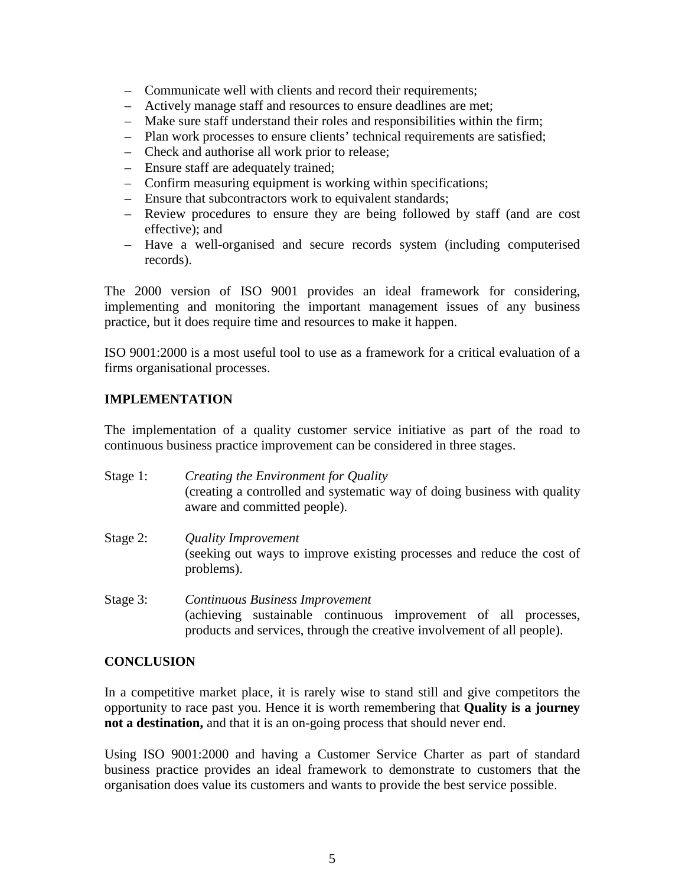- Communicate well with clients and record their requirements;
- Actively manage staff and resources to ensure deadlines are met;
- Make sure staff understand their roles and responsibilities within the firm;
- Plan work processes to ensure clients' technical requirements are satisfied;
- Check and authorise all work prior to release;
- Ensure staff are adequately trained;
- Confirm measuring equipment is working within specifications;
- Ensure that subcontractors work to equivalent standards;
- Review procedures to ensure they are being followed by staff (and are cost effective); and
- Have a well-organised and secure records system (including computerised records).

The 2000 version of ISO 9001 provides an ideal framework for considering, implementing and monitoring the important management issues of any business practice, but it does require time and resources to make it happen.

ISO 9001:2000 is a most useful tool to use as a framework for a critical evaluation of a firms organisational processes.

## IMPLEMENTATION

The implementation of a quality customer service initiative as part of the road to continuous business practice improvement can be considered in three stages.

Stage 1: *Creating the Environment for Quality*
(creating a controlled and systematic way of doing business with quality aware and committed people).

Stage 2: *Quality Improvement*
(seeking out ways to improve existing processes and reduce the cost of problems).

Stage 3: *Continuous Business Improvement*
(achieving sustainable continuous improvement of all processes, products and services, through the creative involvement of all people).

## CONCLUSION

In a competitive market place, it is rarely wise to stand still and give competitors the opportunity to race past you. Hence it is worth remembering that **Quality is a journey not a destination,** and that it is an on-going process that should never end.

Using ISO 9001:2000 and having a Customer Service Charter as part of standard business practice provides an ideal framework to demonstrate to customers that the organisation does value its customers and wants to provide the best service possible.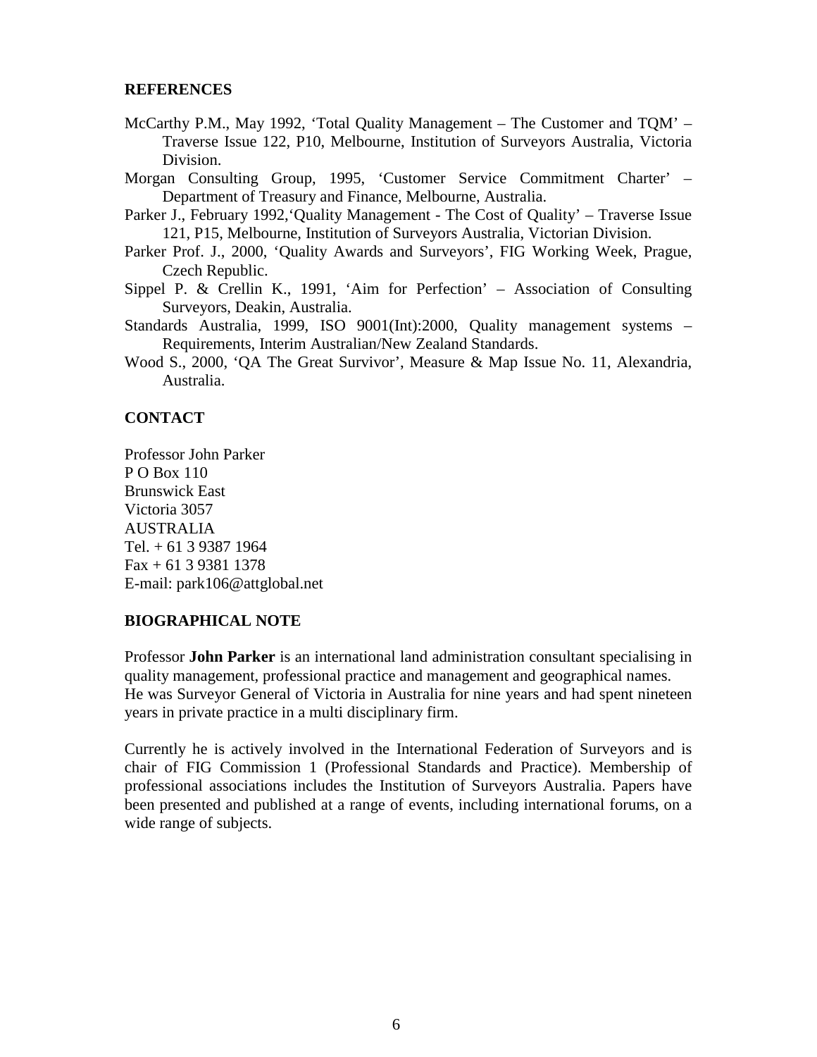## REFERENCES

McCarthy P.M., May 1992, 'Total Quality Management – The Customer and TQM' – Traverse Issue 122, P10, Melbourne, Institution of Surveyors Australia, Victoria Division.

Morgan Consulting Group, 1995, 'Customer Service Commitment Charter' – Department of Treasury and Finance, Melbourne, Australia.

Parker J., February 1992,'Quality Management - The Cost of Quality' – Traverse Issue 121, P15, Melbourne, Institution of Surveyors Australia, Victorian Division.

Parker Prof. J., 2000, 'Quality Awards and Surveyors', FIG Working Week, Prague, Czech Republic.

Sippel P. & Crellin K., 1991, 'Aim for Perfection' – Association of Consulting Surveyors, Deakin, Australia.

Standards Australia, 1999, ISO 9001(Int):2000, Quality management systems – Requirements, Interim Australian/New Zealand Standards.

Wood S., 2000, 'QA The Great Survivor', Measure & Map Issue No. 11, Alexandria, Australia.

## CONTACT

Professor John Parker
P O Box 110
Brunswick East
Victoria 3057
AUSTRALIA
Tel. + 61 3 9387 1964
Fax + 61 3 9381 1378
E-mail: park106@attglobal.net

## BIOGRAPHICAL NOTE

Professor **John Parker** is an international land administration consultant specialising in quality management, professional practice and management and geographical names.
He was Surveyor General of Victoria in Australia for nine years and had spent nineteen years in private practice in a multi disciplinary firm.

Currently he is actively involved in the International Federation of Surveyors and is chair of FIG Commission 1 (Professional Standards and Practice). Membership of professional associations includes the Institution of Surveyors Australia. Papers have been presented and published at a range of events, including international forums, on a wide range of subjects.